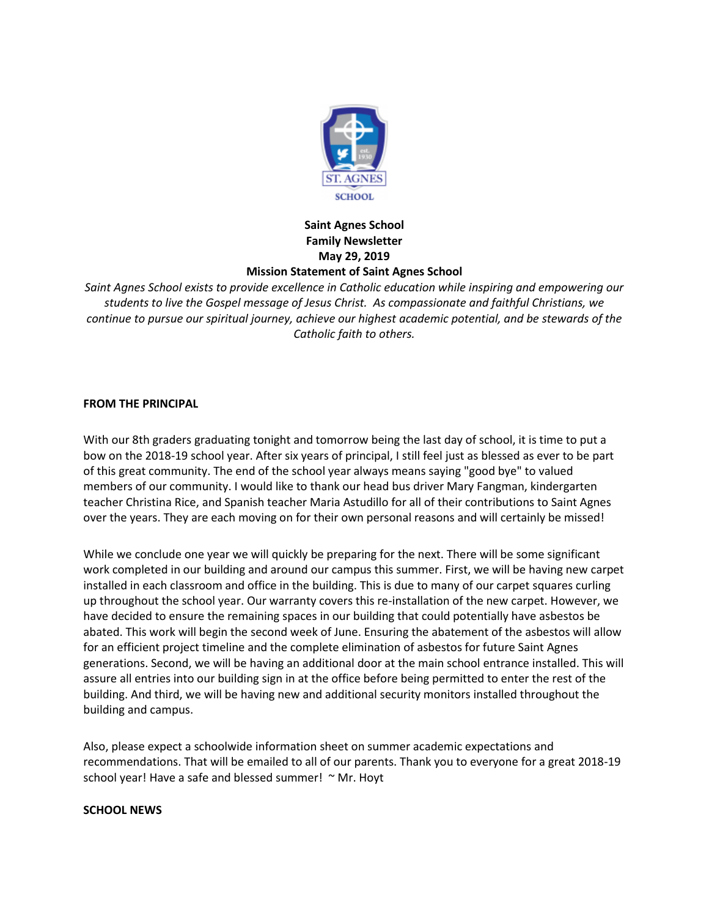**Saint Agnes School**
**Family Newsletter**
**May 29, 2019**
**Mission Statement of Saint Agnes School**

*Saint Agnes School exists to provide excellence in Catholic education while inspiring and empowering our students to live the Gospel message of Jesus Christ. As compassionate and faithful Christians, we continue to pursue our spiritual journey, achieve our highest academic potential, and be stewards of the Catholic faith to others.*

**FROM THE PRINCIPAL**

With our 8th graders graduating tonight and tomorrow being the last day of school, it is time to put a bow on the 2018-19 school year. After six years of principal, I still feel just as blessed as ever to be part of this great community. The end of the school year always means saying "good bye" to valued members of our community. I would like to thank our head bus driver Mary Fangman, kindergarten teacher Christina Rice, and Spanish teacher Maria Astudillo for all of their contributions to Saint Agnes over the years. They are each moving on for their own personal reasons and will certainly be missed!

While we conclude one year we will quickly be preparing for the next. There will be some significant work completed in our building and around our campus this summer. First, we will be having new carpet installed in each classroom and office in the building. This is due to many of our carpet squares curling up throughout the school year. Our warranty covers this re-installation of the new carpet. However, we have decided to ensure the remaining spaces in our building that could potentially have asbestos be abated. This work will begin the second week of June. Ensuring the abatement of the asbestos will allow for an efficient project timeline and the complete elimination of asbestos for future Saint Agnes generations. Second, we will be having an additional door at the main school entrance installed. This will assure all entries into our building sign in at the office before being permitted to enter the rest of the building. And third, we will be having new and additional security monitors installed throughout the building and campus.

Also, please expect a schoolwide information sheet on summer academic expectations and recommendations. That will be emailed to all of our parents. Thank you to everyone for a great 2018-19 school year! Have a safe and blessed summer! ~ Mr. Hoyt

**SCHOOL NEWS**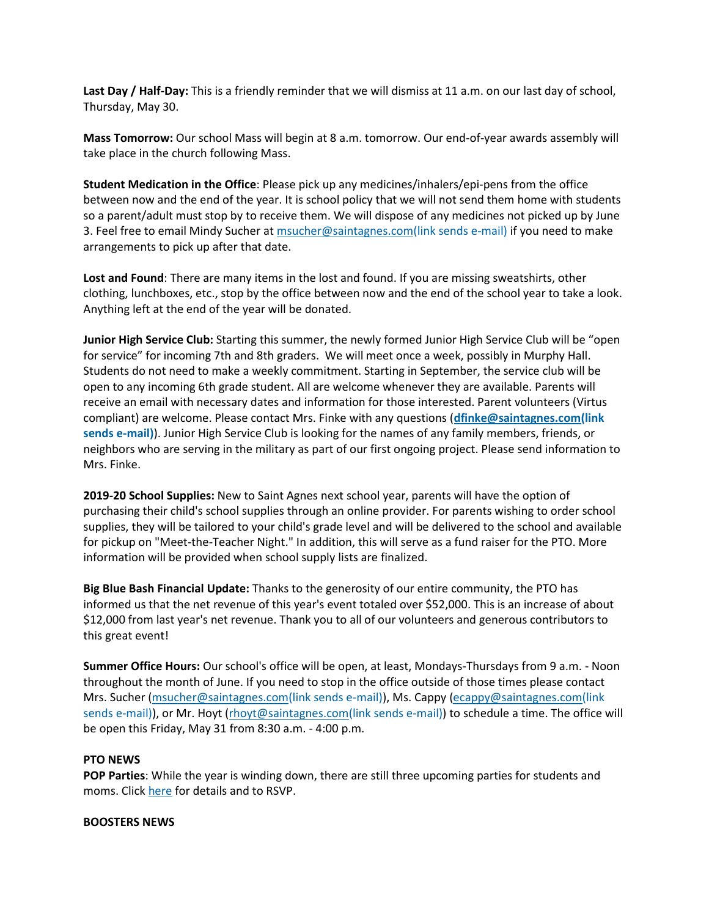**Last Day / Half-Day:** This is a friendly reminder that we will dismiss at 11 a.m. on our last day of school, Thursday, May 30.

**Mass Tomorrow:** Our school Mass will begin at 8 a.m. tomorrow. Our end-of-year awards assembly will take place in the church following Mass.

**Student Medication in the Office**: Please pick up any medicines/inhalers/epi-pens from the office between now and the end of the year. It is school policy that we will not send them home with students so a parent/adult must stop by to receive them. We will dispose of any medicines not picked up by June 3. Feel free to email Mindy Sucher at msucher@saintagnes.com(link sends e-mail) if you need to make arrangements to pick up after that date.

**Lost and Found**: There are many items in the lost and found. If you are missing sweatshirts, other clothing, lunchboxes, etc., stop by the office between now and the end of the school year to take a look. Anything left at the end of the year will be donated.

**Junior High Service Club:** Starting this summer, the newly formed Junior High Service Club will be "open for service" for incoming 7th and 8th graders. We will meet once a week, possibly in Murphy Hall. Students do not need to make a weekly commitment. Starting in September, the service club will be open to any incoming 6th grade student. All are welcome whenever they are available. Parents will receive an email with necessary dates and information for those interested. Parent volunteers (Virtus compliant) are welcome. Please contact Mrs. Finke with any questions (**dfinke@saintagnes.com(link sends e-mail)**). Junior High Service Club is looking for the names of any family members, friends, or neighbors who are serving in the military as part of our first ongoing project. Please send information to Mrs. Finke.

**2019-20 School Supplies:** New to Saint Agnes next school year, parents will have the option of purchasing their child's school supplies through an online provider. For parents wishing to order school supplies, they will be tailored to your child's grade level and will be delivered to the school and available for pickup on "Meet-the-Teacher Night." In addition, this will serve as a fund raiser for the PTO. More information will be provided when school supply lists are finalized.

**Big Blue Bash Financial Update:** Thanks to the generosity of our entire community, the PTO has informed us that the net revenue of this year's event totaled over $52,000. This is an increase of about $12,000 from last year's net revenue. Thank you to all of our volunteers and generous contributors to this great event!

**Summer Office Hours:** Our school's office will be open, at least, Mondays-Thursdays from 9 a.m. - Noon throughout the month of June. If you need to stop in the office outside of those times please contact Mrs. Sucher (msucher@saintagnes.com(link sends e-mail)), Ms. Cappy (ecappy@saintagnes.com(link sends e-mail)), or Mr. Hoyt (rhoyt@saintagnes.com(link sends e-mail)) to schedule a time. The office will be open this Friday, May 31 from 8:30 a.m. - 4:00 p.m.

**PTO NEWS**

**POP Parties**: While the year is winding down, there are still three upcoming parties for students and moms. Click here for details and to RSVP.

**BOOSTERS NEWS**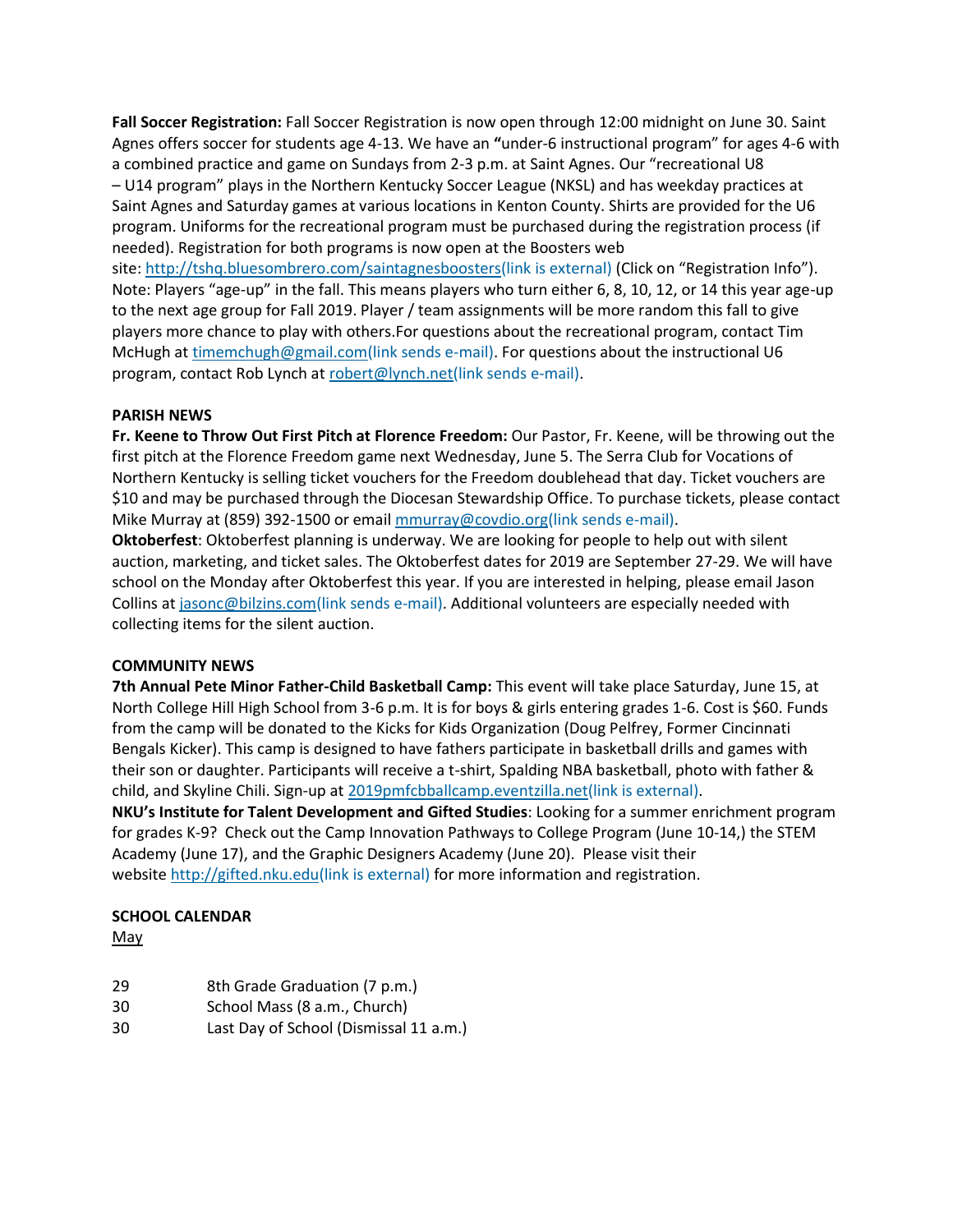**Fall Soccer Registration:** Fall Soccer Registration is now open through 12:00 midnight on June 30. Saint Agnes offers soccer for students age 4-13. We have an **"**under-6 instructional program" for ages 4-6 with a combined practice and game on Sundays from 2-3 p.m. at Saint Agnes. Our "recreational U8 – U14 program" plays in the Northern Kentucky Soccer League (NKSL) and has weekday practices at Saint Agnes and Saturday games at various locations in Kenton County. Shirts are provided for the U6 program. Uniforms for the recreational program must be purchased during the registration process (if needed). Registration for both programs is now open at the Boosters web site: http://tshq.bluesombrero.com/saintagnesboosters(link is external) (Click on "Registration Info"). Note: Players "age-up" in the fall. This means players who turn either 6, 8, 10, 12, or 14 this year age-up to the next age group for Fall 2019. Player / team assignments will be more random this fall to give players more chance to play with others.For questions about the recreational program, contact Tim McHugh at timemchugh@gmail.com(link sends e-mail). For questions about the instructional U6 program, contact Rob Lynch at robert@lynch.net(link sends e-mail).

**PARISH NEWS**

**Fr. Keene to Throw Out First Pitch at Florence Freedom:** Our Pastor, Fr. Keene, will be throwing out the first pitch at the Florence Freedom game next Wednesday, June 5. The Serra Club for Vocations of Northern Kentucky is selling ticket vouchers for the Freedom doublehead that day. Ticket vouchers are $10 and may be purchased through the Diocesan Stewardship Office. To purchase tickets, please contact Mike Murray at (859) 392-1500 or email mmurray@covdio.org(link sends e-mail).

**Oktoberfest**: Oktoberfest planning is underway. We are looking for people to help out with silent auction, marketing, and ticket sales. The Oktoberfest dates for 2019 are September 27-29. We will have school on the Monday after Oktoberfest this year. If you are interested in helping, please email Jason Collins at jasonc@bilzins.com(link sends e-mail). Additional volunteers are especially needed with collecting items for the silent auction.

**COMMUNITY NEWS**

**7th Annual Pete Minor Father-Child Basketball Camp:** This event will take place Saturday, June 15, at North College Hill High School from 3-6 p.m. It is for boys & girls entering grades 1-6. Cost is $60. Funds from the camp will be donated to the Kicks for Kids Organization (Doug Pelfrey, Former Cincinnati Bengals Kicker). This camp is designed to have fathers participate in basketball drills and games with their son or daughter. Participants will receive a t-shirt, Spalding NBA basketball, photo with father & child, and Skyline Chili. Sign-up at 2019pmfcbballcamp.eventzilla.net(link is external).

**NKU's Institute for Talent Development and Gifted Studies**: Looking for a summer enrichment program for grades K-9? Check out the Camp Innovation Pathways to College Program (June 10-14,) the STEM Academy (June 17), and the Graphic Designers Academy (June 20). Please visit their website http://gifted.nku.edu(link is external) for more information and registration.

**SCHOOL CALENDAR**

May

| | |
|---|---|
| 29 | 8th Grade Graduation (7 p.m.) |
| 30 | School Mass (8 a.m., Church) |
| 30 | Last Day of School (Dismissal 11 a.m.) |